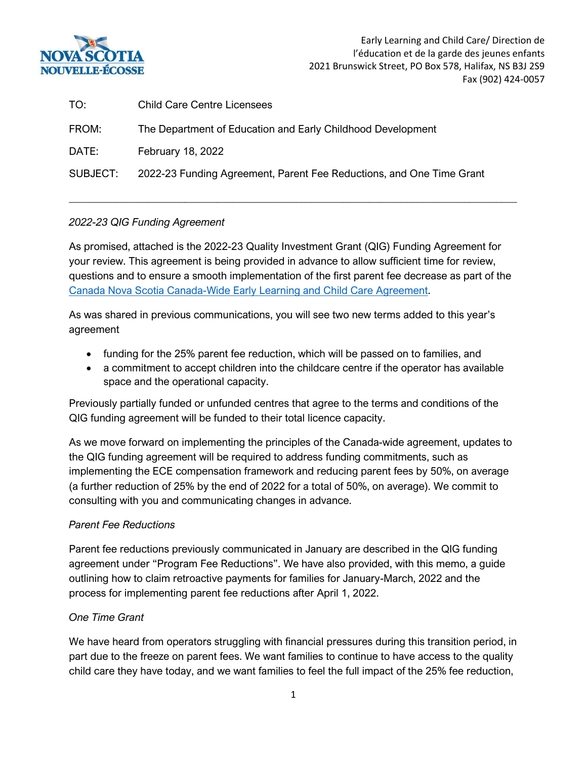NOVA SCOTIA
NOUVELLE-ÉCOSSE

Early Learning and Child Care/ Direction de l'éducation et de la garde des jeunes enfants
2021 Brunswick Street, PO Box 578, Halifax, NS B3J 2S9
Fax (902) 424-0057

TO: Child Care Centre Licensees

FROM: The Department of Education and Early Childhood Development

DATE: February 18, 2022

SUBJECT: 2022-23 Funding Agreement, Parent Fee Reductions, and One Time Grant

---

*2022-23 QIG Funding Agreement*

As promised, attached is the 2022-23 Quality Investment Grant (QIG) Funding Agreement for your review. This agreement is being provided in advance to allow sufficient time for review, questions and to ensure a smooth implementation of the first parent fee decrease as part of the Canada Nova Scotia Canada-Wide Early Learning and Child Care Agreement.

As was shared in previous communications, you will see two new terms added to this year's agreement

- funding for the 25% parent fee reduction, which will be passed on to families, and
- a commitment to accept children into the childcare centre if the operator has available space and the operational capacity.

Previously partially funded or unfunded centres that agree to the terms and conditions of the QIG funding agreement will be funded to their total licence capacity.

As we move forward on implementing the principles of the Canada-wide agreement, updates to the QIG funding agreement will be required to address funding commitments, such as implementing the ECE compensation framework and reducing parent fees by 50%, on average (a further reduction of 25% by the end of 2022 for a total of 50%, on average). We commit to consulting with you and communicating changes in advance.

*Parent Fee Reductions*

Parent fee reductions previously communicated in January are described in the QIG funding agreement under "Program Fee Reductions". We have also provided, with this memo, a guide outlining how to claim retroactive payments for families for January-March, 2022 and the process for implementing parent fee reductions after April 1, 2022.

*One Time Grant*

We have heard from operators struggling with financial pressures during this transition period, in part due to the freeze on parent fees. We want families to continue to have access to the quality child care they have today, and we want families to feel the full impact of the 25% fee reduction,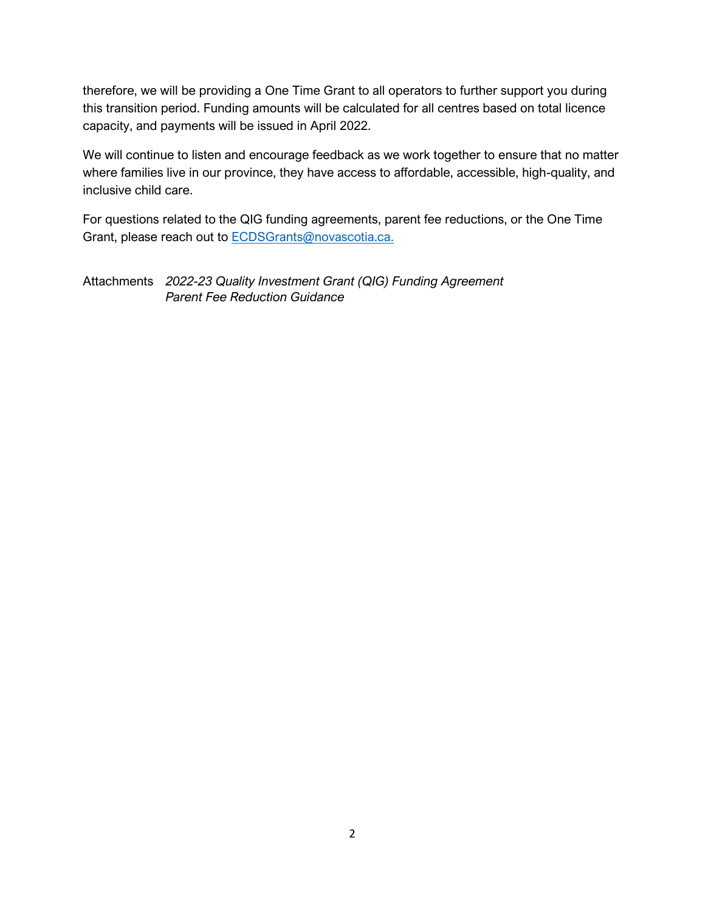therefore, we will be providing a One Time Grant to all operators to further support you during this transition period. Funding amounts will be calculated for all centres based on total licence capacity, and payments will be issued in April 2022.

We will continue to listen and encourage feedback as we work together to ensure that no matter where families live in our province, they have access to affordable, accessible, high-quality, and inclusive child care.

For questions related to the QIG funding agreements, parent fee reductions, or the One Time Grant, please reach out to ECDSGrants@novascotia.ca.

Attachments *2022-23 Quality Investment Grant (QIG) Funding Agreement*
*Parent Fee Reduction Guidance*